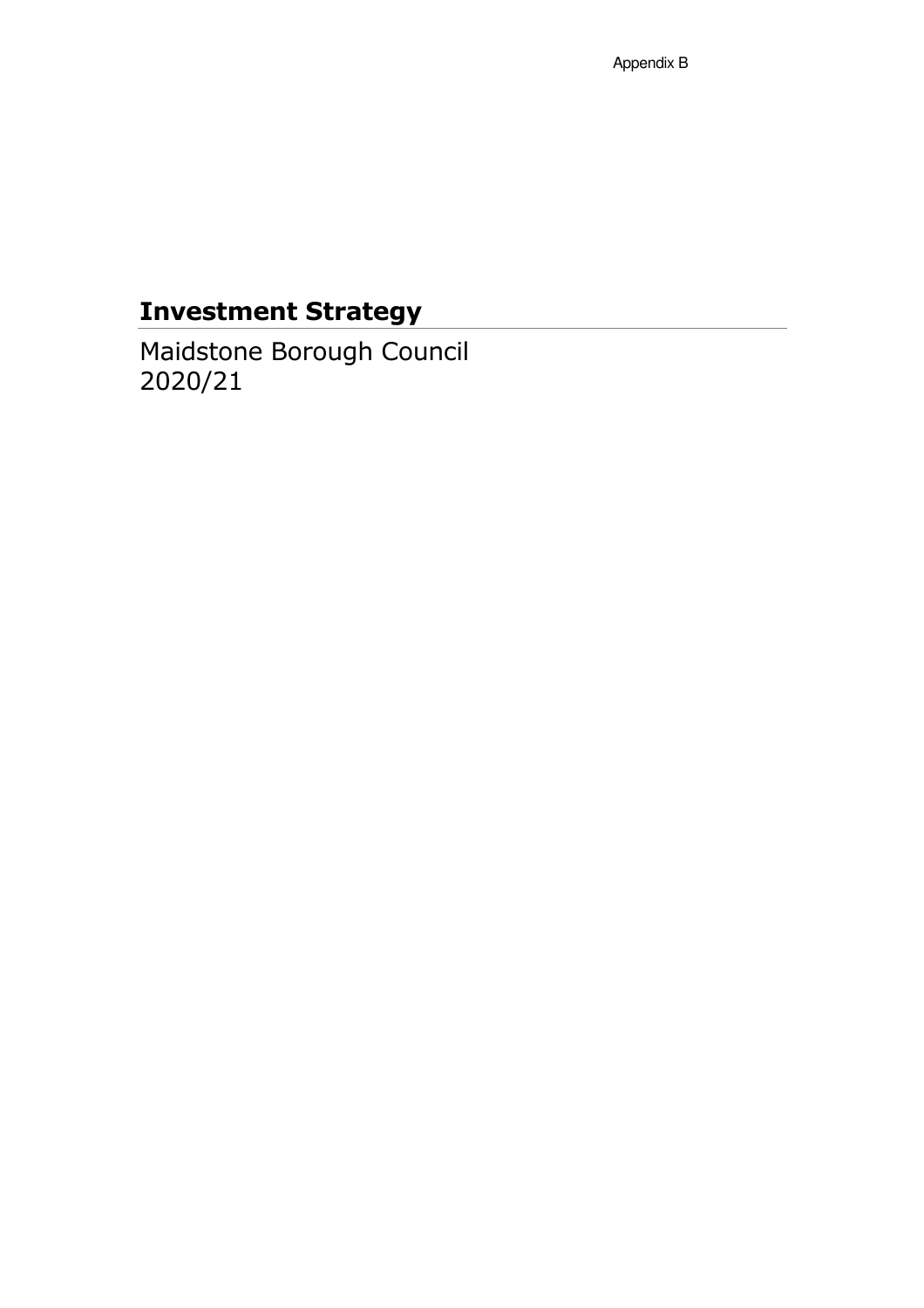Appendix B

# Investment Strategy

Maidstone Borough Council
2020/21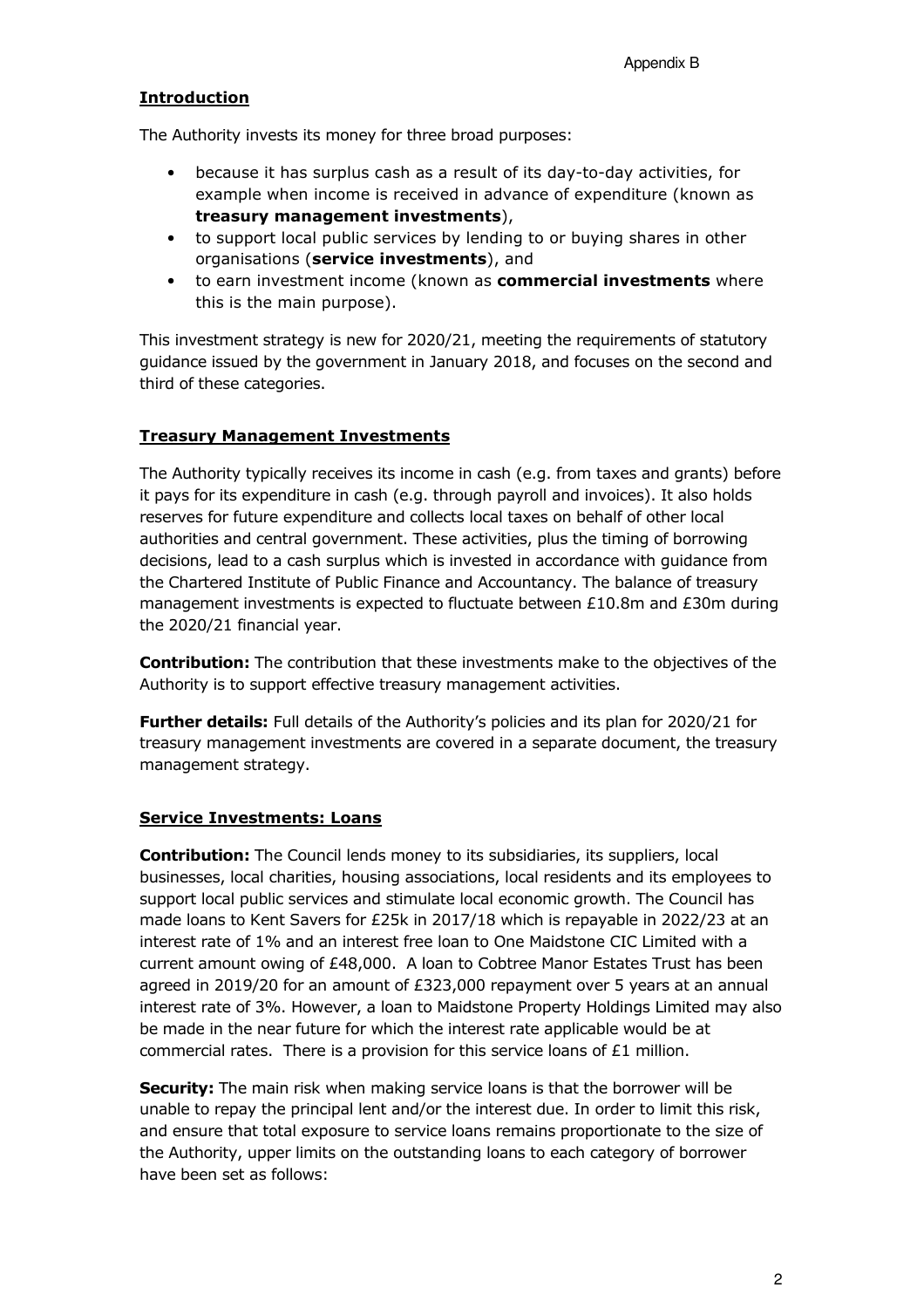Appendix B

## Introduction

The Authority invests its money for three broad purposes:

- because it has surplus cash as a result of its day-to-day activities, for example when income is received in advance of expenditure (known as **treasury management investments**),
- to support local public services by lending to or buying shares in other organisations (**service investments**), and
- to earn investment income (known as **commercial investments** where this is the main purpose).

This investment strategy is new for 2020/21, meeting the requirements of statutory guidance issued by the government in January 2018, and focuses on the second and third of these categories.

## Treasury Management Investments

The Authority typically receives its income in cash (e.g. from taxes and grants) before it pays for its expenditure in cash (e.g. through payroll and invoices). It also holds reserves for future expenditure and collects local taxes on behalf of other local authorities and central government. These activities, plus the timing of borrowing decisions, lead to a cash surplus which is invested in accordance with guidance from the Chartered Institute of Public Finance and Accountancy. The balance of treasury management investments is expected to fluctuate between £10.8m and £30m during the 2020/21 financial year.

**Contribution:** The contribution that these investments make to the objectives of the Authority is to support effective treasury management activities.

**Further details:** Full details of the Authority's policies and its plan for 2020/21 for treasury management investments are covered in a separate document, the treasury management strategy.

## Service Investments: Loans

**Contribution:** The Council lends money to its subsidiaries, its suppliers, local businesses, local charities, housing associations, local residents and its employees to support local public services and stimulate local economic growth. The Council has made loans to Kent Savers for £25k in 2017/18 which is repayable in 2022/23 at an interest rate of 1% and an interest free loan to One Maidstone CIC Limited with a current amount owing of £48,000. A loan to Cobtree Manor Estates Trust has been agreed in 2019/20 for an amount of £323,000 repayment over 5 years at an annual interest rate of 3%. However, a loan to Maidstone Property Holdings Limited may also be made in the near future for which the interest rate applicable would be at commercial rates. There is a provision for this service loans of £1 million.

**Security:** The main risk when making service loans is that the borrower will be unable to repay the principal lent and/or the interest due. In order to limit this risk, and ensure that total exposure to service loans remains proportionate to the size of the Authority, upper limits on the outstanding loans to each category of borrower have been set as follows: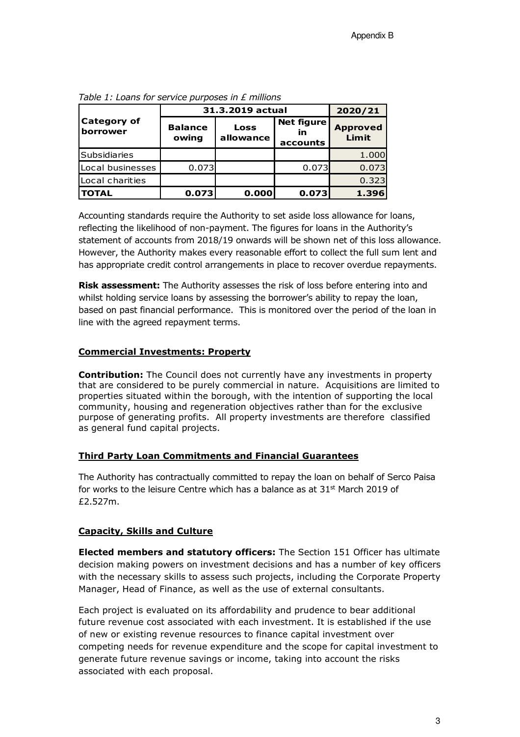Appendix B

*Table 1: Loans for service purposes in £ millions*

| Category of borrower | 31.3.2019 actual | | | 2020/21 |
|---|---|---|---|---|
| | Balance owing | Loss allowance | Net figure in accounts | Approved Limit |
| Subsidiaries | | | | 1.000 |
| Local businesses | 0.073 | | 0.073 | 0.073 |
| Local charities | | | | 0.323 |
| **TOTAL** | **0.073** | **0.000** | **0.073** | **1.396** |

Accounting standards require the Authority to set aside loss allowance for loans, reflecting the likelihood of non-payment. The figures for loans in the Authority's statement of accounts from 2018/19 onwards will be shown net of this loss allowance. However, the Authority makes every reasonable effort to collect the full sum lent and has appropriate credit control arrangements in place to recover overdue repayments.

**Risk assessment:** The Authority assesses the risk of loss before entering into and whilst holding service loans by assessing the borrower's ability to repay the loan, based on past financial performance. This is monitored over the period of the loan in line with the agreed repayment terms.

**Commercial Investments: Property**

**Contribution:** The Council does not currently have any investments in property that are considered to be purely commercial in nature. Acquisitions are limited to properties situated within the borough, with the intention of supporting the local community, housing and regeneration objectives rather than for the exclusive purpose of generating profits. All property investments are therefore classified as general fund capital projects.

**Third Party Loan Commitments and Financial Guarantees**

The Authority has contractually committed to repay the loan on behalf of Serco Paisa for works to the leisure Centre which has a balance as at 31st March 2019 of £2.527m.

**Capacity, Skills and Culture**

**Elected members and statutory officers:** The Section 151 Officer has ultimate decision making powers on investment decisions and has a number of key officers with the necessary skills to assess such projects, including the Corporate Property Manager, Head of Finance, as well as the use of external consultants.

Each project is evaluated on its affordability and prudence to bear additional future revenue cost associated with each investment. It is established if the use of new or existing revenue resources to finance capital investment over competing needs for revenue expenditure and the scope for capital investment to generate future revenue savings or income, taking into account the risks associated with each proposal.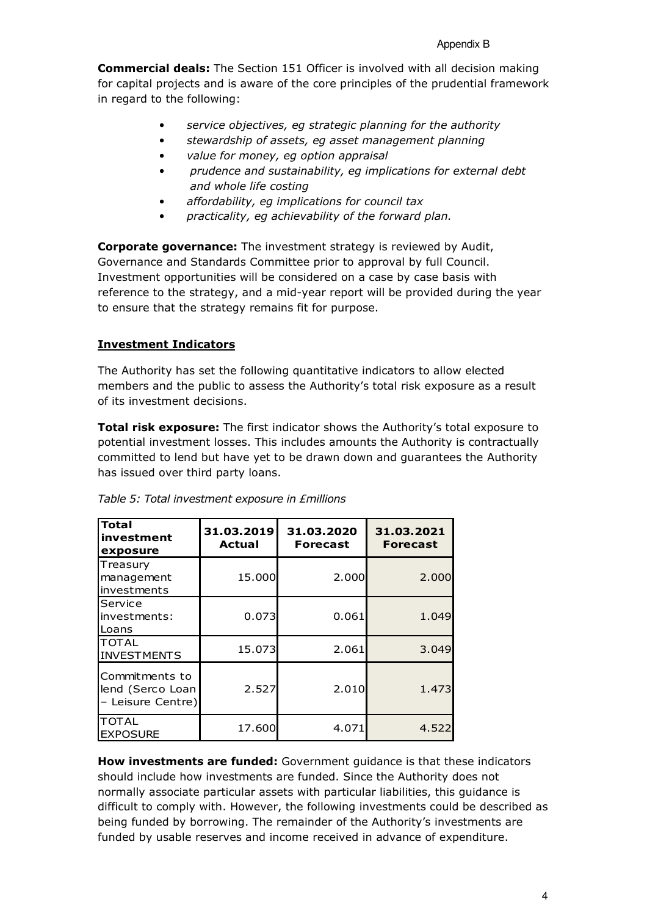**Commercial deals:** The Section 151 Officer is involved with all decision making for capital projects and is aware of the core principles of the prudential framework in regard to the following:

- *service objectives, eg strategic planning for the authority*
- *stewardship of assets, eg asset management planning*
- *value for money, eg option appraisal*
- *prudence and sustainability, eg implications for external debt and whole life costing*
- *affordability, eg implications for council tax*
- *practicality, eg achievability of the forward plan.*

**Corporate governance:** The investment strategy is reviewed by Audit, Governance and Standards Committee prior to approval by full Council. Investment opportunities will be considered on a case by case basis with reference to the strategy, and a mid-year report will be provided during the year to ensure that the strategy remains fit for purpose.

## Investment Indicators

The Authority has set the following quantitative indicators to allow elected members and the public to assess the Authority's total risk exposure as a result of its investment decisions.

**Total risk exposure:** The first indicator shows the Authority's total exposure to potential investment losses. This includes amounts the Authority is contractually committed to lend but have yet to be drawn down and guarantees the Authority has issued over third party loans.

*Table 5: Total investment exposure in £millions*

| Total investment exposure | 31.03.2019 Actual | 31.03.2020 Forecast | 31.03.2021 Forecast |
|---|---|---|---|
| Treasury management investments | 15.000 | 2.000 | 2.000 |
| Service investments: Loans | 0.073 | 0.061 | 1.049 |
| TOTAL INVESTMENTS | 15.073 | 2.061 | 3.049 |
| Commitments to lend (Serco Loan – Leisure Centre) | 2.527 | 2.010 | 1.473 |
| TOTAL EXPOSURE | 17.600 | 4.071 | 4.522 |

**How investments are funded:** Government guidance is that these indicators should include how investments are funded. Since the Authority does not normally associate particular assets with particular liabilities, this guidance is difficult to comply with. However, the following investments could be described as being funded by borrowing. The remainder of the Authority's investments are funded by usable reserves and income received in advance of expenditure.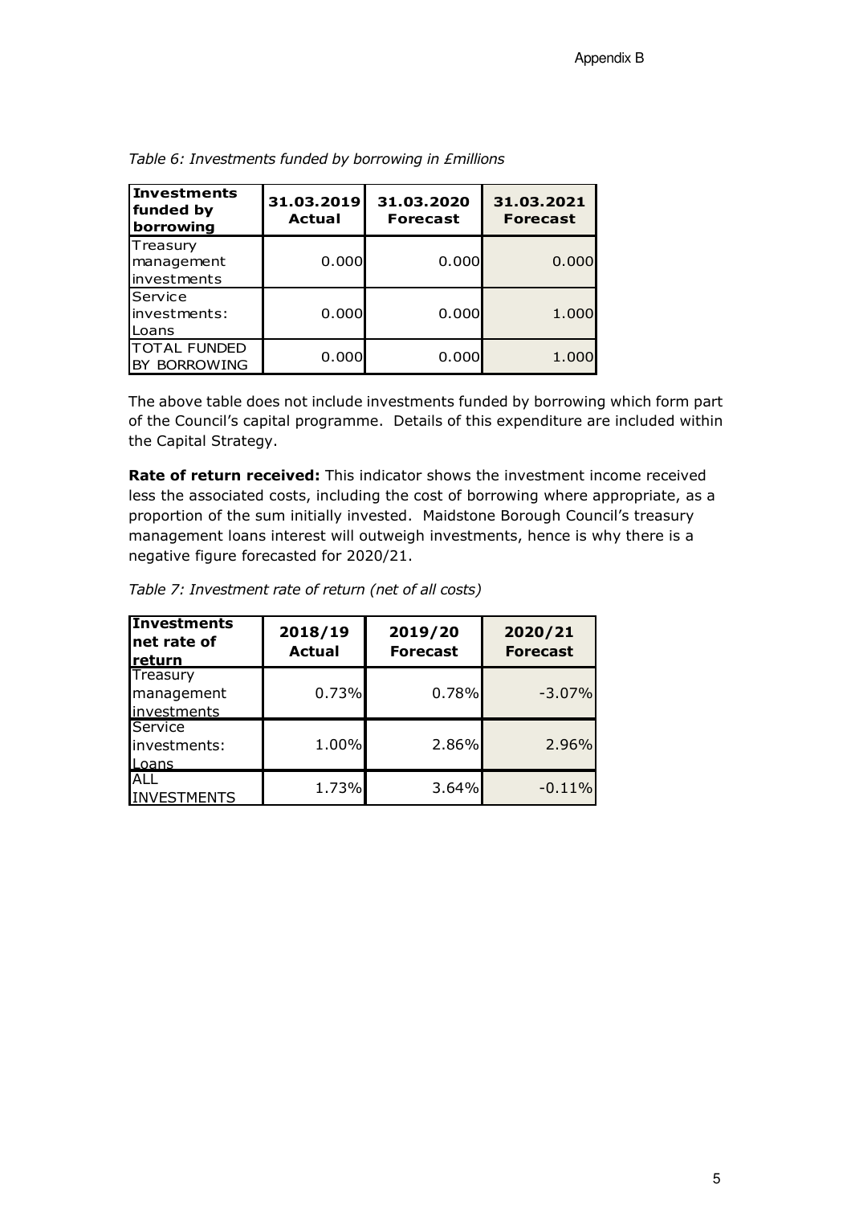*Table 6: Investments funded by borrowing in £millions*

| Investments funded by borrowing | 31.03.2019 Actual | 31.03.2020 Forecast | 31.03.2021 Forecast |
|---|---|---|---|
| Treasury management investments | 0.000 | 0.000 | 0.000 |
| Service investments: Loans | 0.000 | 0.000 | 1.000 |
| TOTAL FUNDED BY BORROWING | 0.000 | 0.000 | 1.000 |

The above table does not include investments funded by borrowing which form part of the Council's capital programme. Details of this expenditure are included within the Capital Strategy.

**Rate of return received:** This indicator shows the investment income received less the associated costs, including the cost of borrowing where appropriate, as a proportion of the sum initially invested. Maidstone Borough Council's treasury management loans interest will outweigh investments, hence is why there is a negative figure forecasted for 2020/21.

*Table 7: Investment rate of return (net of all costs)*

| Investments net rate of return | 2018/19 Actual | 2019/20 Forecast | 2020/21 Forecast |
|---|---|---|---|
| Treasury management investments | 0.73% | 0.78% | -3.07% |
| Service investments: Loans | 1.00% | 2.86% | 2.96% |
| ALL INVESTMENTS | 1.73% | 3.64% | -0.11% |